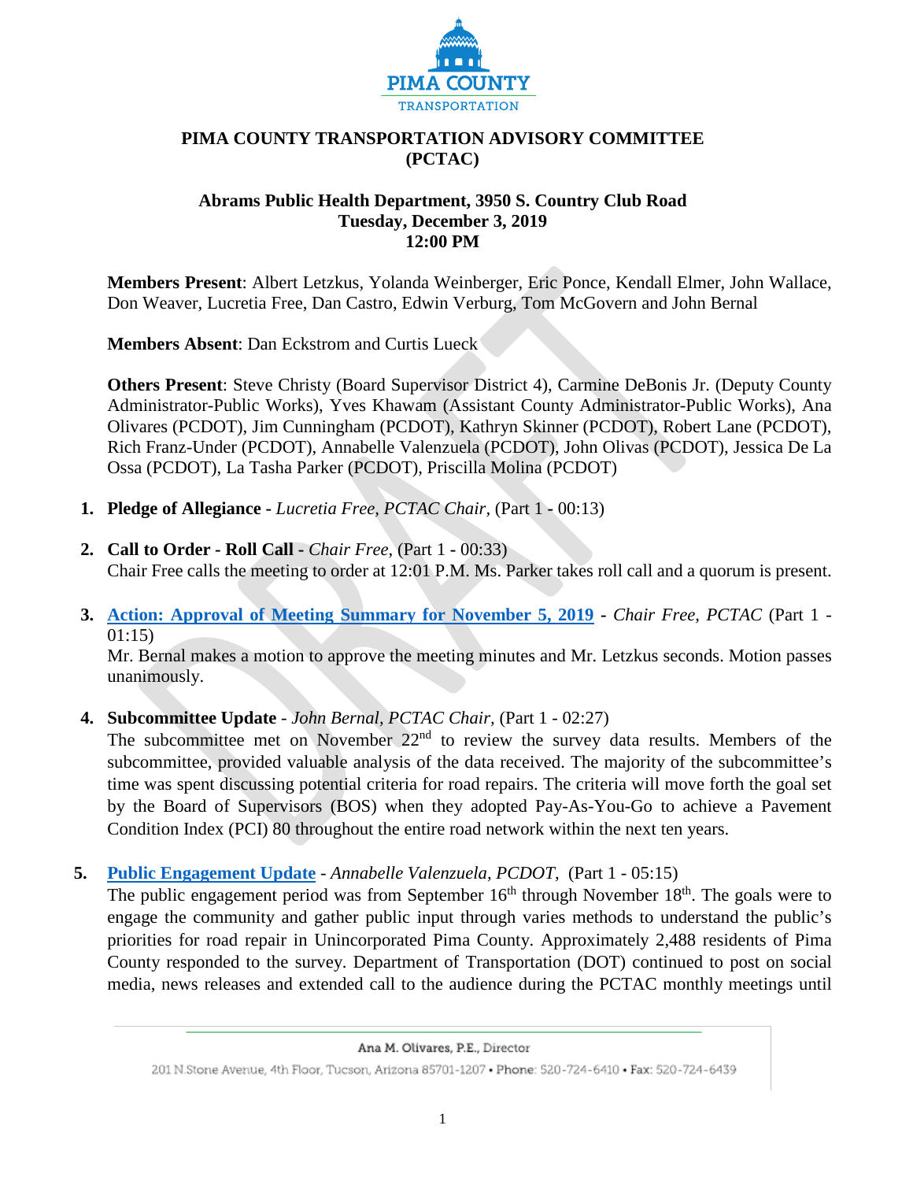**PIMA COUNTY TRANSPORTATION ADVISORY COMMITTEE (PCTAC)**

**Abrams Public Health Department, 3950 S. Country Club Road**
**Tuesday, December 3, 2019**
**12:00 PM**

**Members Present**: Albert Letzkus, Yolanda Weinberger, Eric Ponce, Kendall Elmer, John Wallace, Don Weaver, Lucretia Free, Dan Castro, Edwin Verburg, Tom McGovern and John Bernal

**Members Absent**: Dan Eckstrom and Curtis Lueck

**Others Present**: Steve Christy (Board Supervisor District 4), Carmine DeBonis Jr. (Deputy County Administrator-Public Works), Yves Khawam (Assistant County Administrator-Public Works), Ana Olivares (PCDOT), Jim Cunningham (PCDOT), Kathryn Skinner (PCDOT), Robert Lane (PCDOT), Rich Franz-Under (PCDOT), Annabelle Valenzuela (PCDOT), John Olivas (PCDOT), Jessica De La Ossa (PCDOT), La Tasha Parker (PCDOT), Priscilla Molina (PCDOT)

1. **Pledge of Allegiance** - *Lucretia Free, PCTAC Chair,* (Part 1 - 00:13)

2. **Call to Order - Roll Call** - *Chair Free,* (Part 1 - 00:33)
   Chair Free calls the meeting to order at 12:01 P.M. Ms. Parker takes roll call and a quorum is present.

3. **Action: Approval of Meeting Summary for November 5, 2019** - *Chair Free, PCTAC* (Part 1 - 01:15)
   Mr. Bernal makes a motion to approve the meeting minutes and Mr. Letzkus seconds. Motion passes unanimously.

4. **Subcommittee Update** - *John Bernal, PCTAC Chair,* (Part 1 - 02:27)
   The subcommittee met on November 22nd to review the survey data results. Members of the subcommittee, provided valuable analysis of the data received. The majority of the subcommittee's time was spent discussing potential criteria for road repairs. The criteria will move forth the goal set by the Board of Supervisors (BOS) when they adopted Pay-As-You-Go to achieve a Pavement Condition Index (PCI) 80 throughout the entire road network within the next ten years.

5. **Public Engagement Update** - *Annabelle Valenzuela, PCDOT,* (Part 1 - 05:15)
   The public engagement period was from September 16th through November 18th. The goals were to engage the community and gather public input through varies methods to understand the public's priorities for road repair in Unincorporated Pima County. Approximately 2,488 residents of Pima County responded to the survey. Department of Transportation (DOT) continued to post on social media, news releases and extended call to the audience during the PCTAC monthly meetings until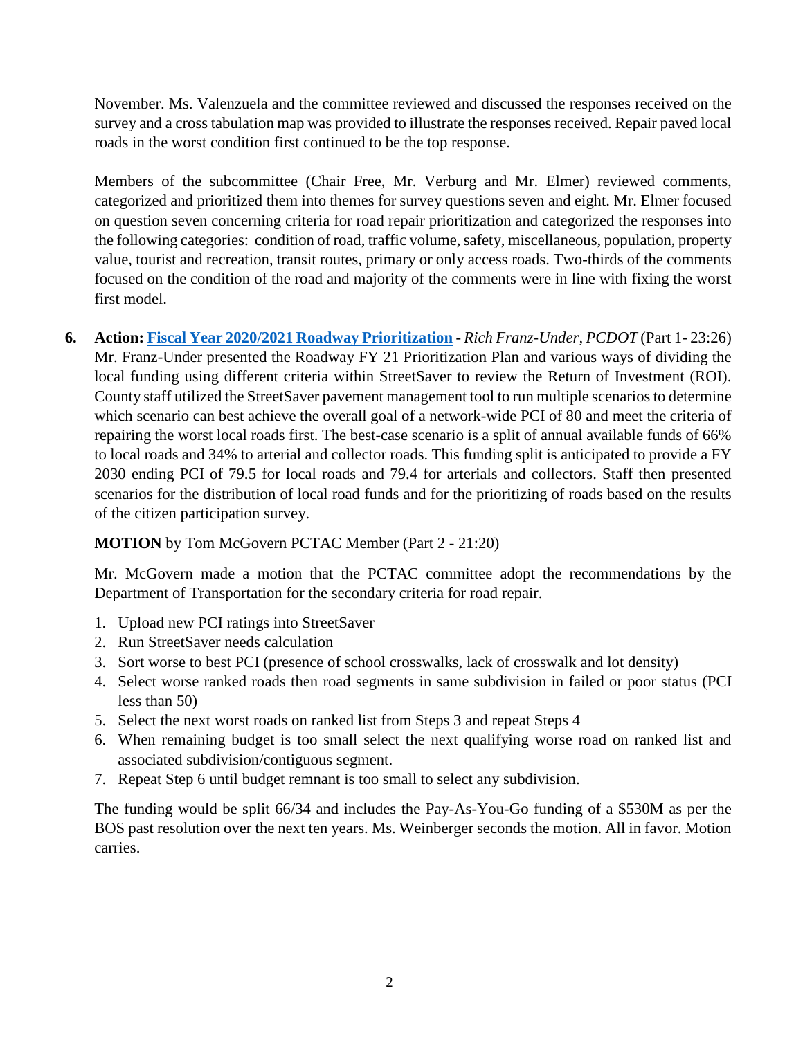November. Ms. Valenzuela and the committee reviewed and discussed the responses received on the survey and a cross tabulation map was provided to illustrate the responses received. Repair paved local roads in the worst condition first continued to be the top response.

Members of the subcommittee (Chair Free, Mr. Verburg and Mr. Elmer) reviewed comments, categorized and prioritized them into themes for survey questions seven and eight. Mr. Elmer focused on question seven concerning criteria for road repair prioritization and categorized the responses into the following categories: condition of road, traffic volume, safety, miscellaneous, population, property value, tourist and recreation, transit routes, primary or only access roads. Two-thirds of the comments focused on the condition of the road and majority of the comments were in line with fixing the worst first model.

**6. Action: Fiscal Year 2020/2021 Roadway Prioritization** - *Rich Franz-Under, PCDOT* (Part 1- 23:26) Mr. Franz-Under presented the Roadway FY 21 Prioritization Plan and various ways of dividing the local funding using different criteria within StreetSaver to review the Return of Investment (ROI). County staff utilized the StreetSaver pavement management tool to run multiple scenarios to determine which scenario can best achieve the overall goal of a network-wide PCI of 80 and meet the criteria of repairing the worst local roads first. The best-case scenario is a split of annual available funds of 66% to local roads and 34% to arterial and collector roads. This funding split is anticipated to provide a FY 2030 ending PCI of 79.5 for local roads and 79.4 for arterials and collectors. Staff then presented scenarios for the distribution of local road funds and for the prioritizing of roads based on the results of the citizen participation survey.

**MOTION** by Tom McGovern PCTAC Member (Part 2 - 21:20)

Mr. McGovern made a motion that the PCTAC committee adopt the recommendations by the Department of Transportation for the secondary criteria for road repair.

1. Upload new PCI ratings into StreetSaver
2. Run StreetSaver needs calculation
3. Sort worse to best PCI (presence of school crosswalks, lack of crosswalk and lot density)
4. Select worse ranked roads then road segments in same subdivision in failed or poor status (PCI less than 50)
5. Select the next worst roads on ranked list from Steps 3 and repeat Steps 4
6. When remaining budget is too small select the next qualifying worse road on ranked list and associated subdivision/contiguous segment.
7. Repeat Step 6 until budget remnant is too small to select any subdivision.

The funding would be split 66/34 and includes the Pay-As-You-Go funding of a $530M as per the BOS past resolution over the next ten years. Ms. Weinberger seconds the motion. All in favor. Motion carries.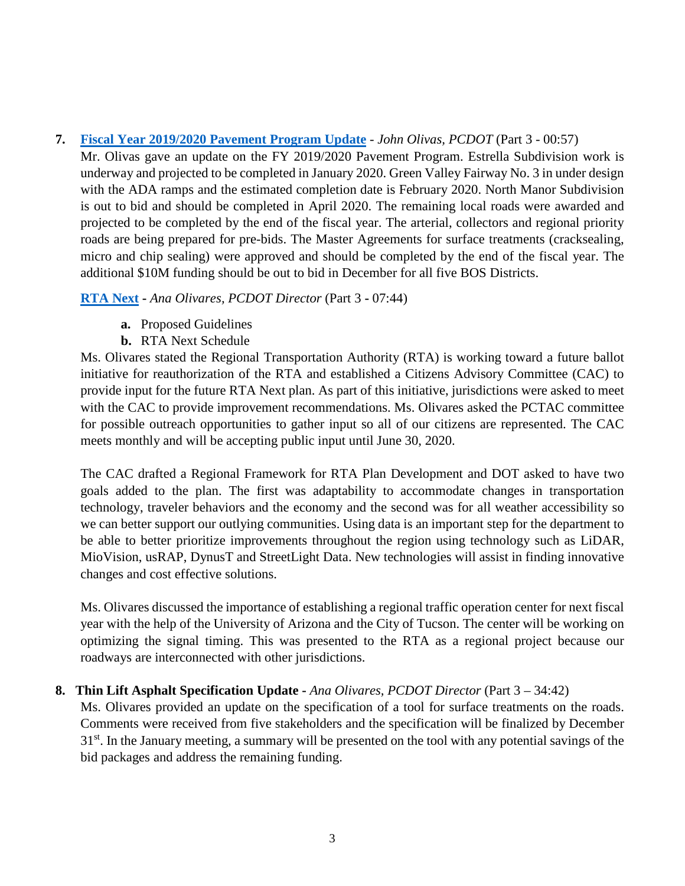**7. [Fiscal Year 2019/2020 Pavement Program Update](#) -** *John Olivas, PCDOT* (Part 3 - 00:57)

Mr. Olivas gave an update on the FY 2019/2020 Pavement Program. Estrella Subdivision work is underway and projected to be completed in January 2020. Green Valley Fairway No. 3 in under design with the ADA ramps and the estimated completion date is February 2020. North Manor Subdivision is out to bid and should be completed in April 2020. The remaining local roads were awarded and projected to be completed by the end of the fiscal year. The arterial, collectors and regional priority roads are being prepared for pre-bids. The Master Agreements for surface treatments (cracksealing, micro and chip sealing) were approved and should be completed by the end of the fiscal year. The additional $10M funding should be out to bid in December for all five BOS Districts.

**[RTA Next](#) -** *Ana Olivares, PCDOT Director* (Part 3 - 07:44)

- **a.** Proposed Guidelines
- **b.** RTA Next Schedule

Ms. Olivares stated the Regional Transportation Authority (RTA) is working toward a future ballot initiative for reauthorization of the RTA and established a Citizens Advisory Committee (CAC) to provide input for the future RTA Next plan. As part of this initiative, jurisdictions were asked to meet with the CAC to provide improvement recommendations. Ms. Olivares asked the PCTAC committee for possible outreach opportunities to gather input so all of our citizens are represented. The CAC meets monthly and will be accepting public input until June 30, 2020.

The CAC drafted a Regional Framework for RTA Plan Development and DOT asked to have two goals added to the plan. The first was adaptability to accommodate changes in transportation technology, traveler behaviors and the economy and the second was for all weather accessibility so we can better support our outlying communities. Using data is an important step for the department to be able to better prioritize improvements throughout the region using technology such as LiDAR, MioVision, usRAP, DynusT and StreetLight Data. New technologies will assist in finding innovative changes and cost effective solutions.

Ms. Olivares discussed the importance of establishing a regional traffic operation center for next fiscal year with the help of the University of Arizona and the City of Tucson. The center will be working on optimizing the signal timing. This was presented to the RTA as a regional project because our roadways are interconnected with other jurisdictions.

**8. Thin Lift Asphalt Specification Update -** *Ana Olivares, PCDOT Director* (Part 3 – 34:42)

Ms. Olivares provided an update on the specification of a tool for surface treatments on the roads. Comments were received from five stakeholders and the specification will be finalized by December 31st. In the January meeting, a summary will be presented on the tool with any potential savings of the bid packages and address the remaining funding.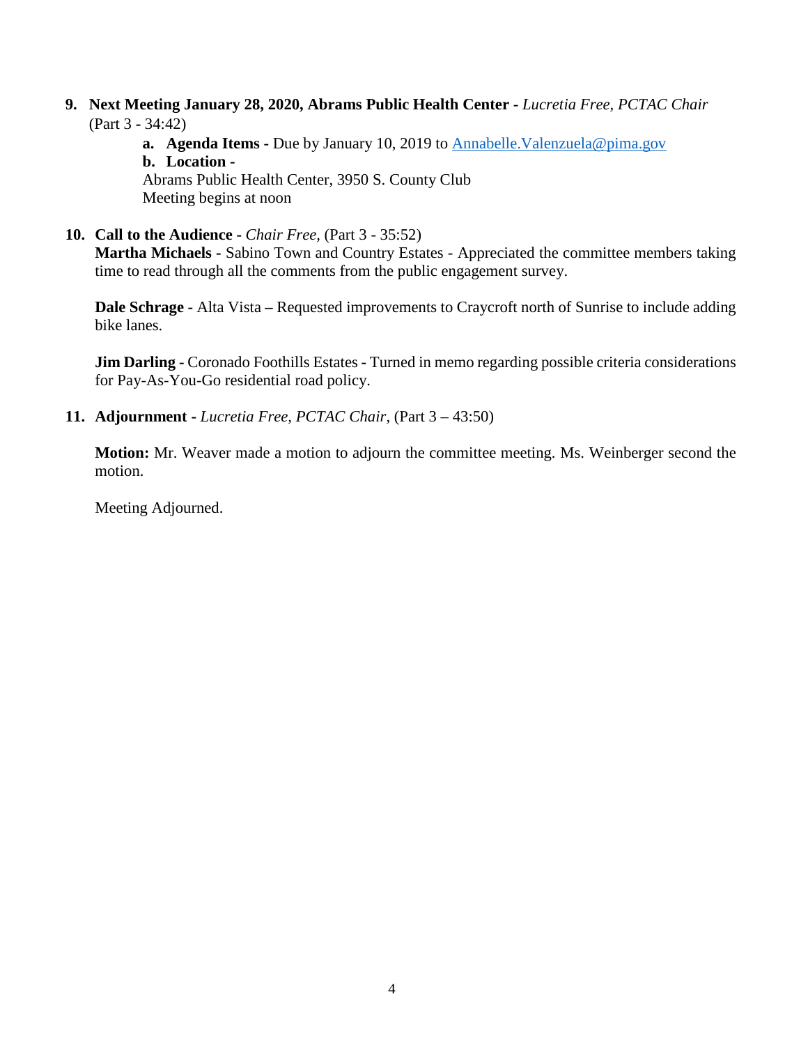**9. Next Meeting January 28, 2020, Abrams Public Health Center -** *Lucretia Free, PCTAC Chair* (Part 3 - 34:42)

**a. Agenda Items -** Due by January 10, 2019 to Annabelle.Valenzuela@pima.gov

**b. Location -**

Abrams Public Health Center, 3950 S. County Club
Meeting begins at noon

**10. Call to the Audience -** *Chair Free,* (Part 3 - 35:52)

**Martha Michaels -** Sabino Town and Country Estates - Appreciated the committee members taking time to read through all the comments from the public engagement survey.

**Dale Schrage -** Alta Vista **–** Requested improvements to Craycroft north of Sunrise to include adding bike lanes.

**Jim Darling -** Coronado Foothills Estates **-** Turned in memo regarding possible criteria considerations for Pay-As-You-Go residential road policy.

**11. Adjournment -** *Lucretia Free, PCTAC Chair,* (Part 3 – 43:50)

**Motion:** Mr. Weaver made a motion to adjourn the committee meeting. Ms. Weinberger second the motion.

Meeting Adjourned.